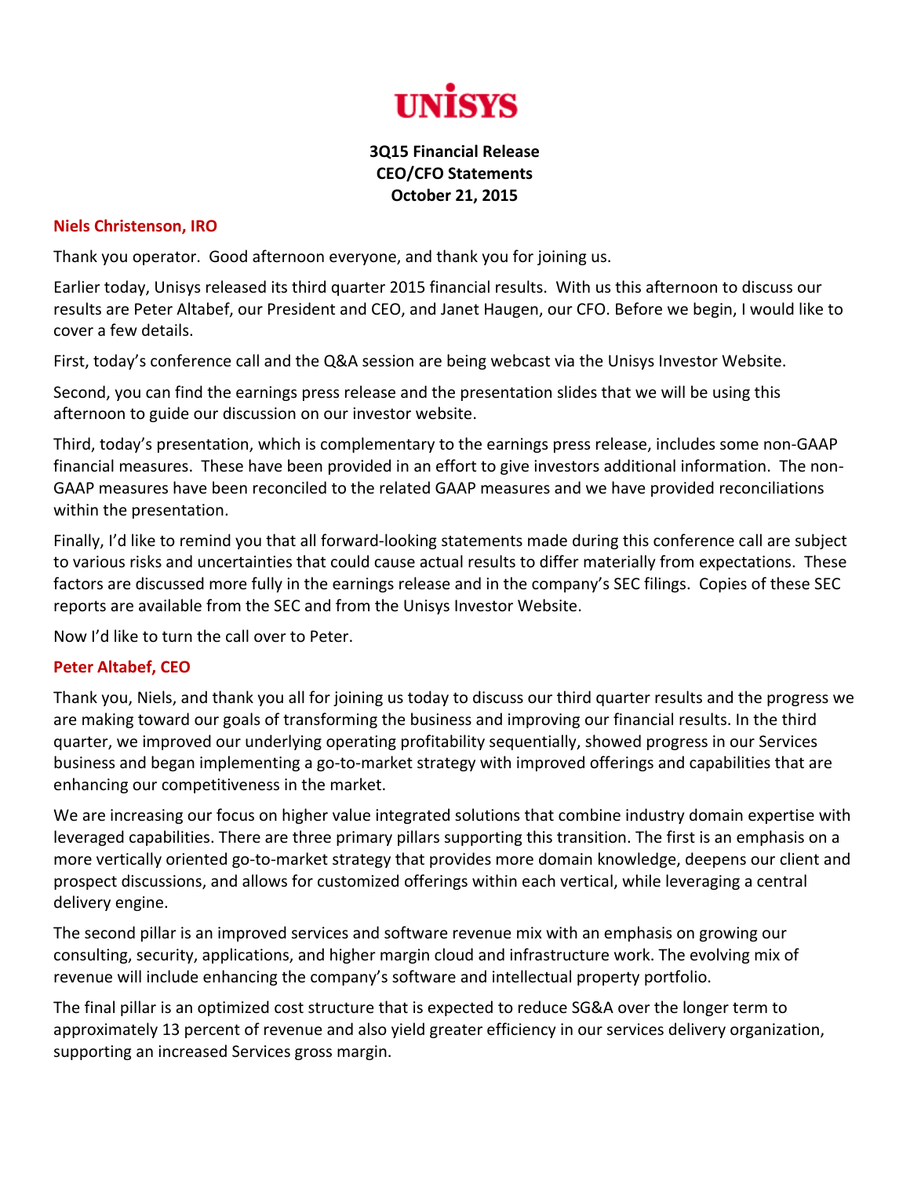# UNISYS

**3Q15 Financial Release**
**CEO/CFO Statements**
**October 21, 2015**

## Niels Christenson, IRO

Thank you operator. Good afternoon everyone, and thank you for joining us.

Earlier today, Unisys released its third quarter 2015 financial results. With us this afternoon to discuss our results are Peter Altabef, our President and CEO, and Janet Haugen, our CFO. Before we begin, I would like to cover a few details.

First, today's conference call and the Q&A session are being webcast via the Unisys Investor Website.

Second, you can find the earnings press release and the presentation slides that we will be using this afternoon to guide our discussion on our investor website.

Third, today's presentation, which is complementary to the earnings press release, includes some non-GAAP financial measures. These have been provided in an effort to give investors additional information. The non-GAAP measures have been reconciled to the related GAAP measures and we have provided reconciliations within the presentation.

Finally, I'd like to remind you that all forward-looking statements made during this conference call are subject to various risks and uncertainties that could cause actual results to differ materially from expectations. These factors are discussed more fully in the earnings release and in the company's SEC filings. Copies of these SEC reports are available from the SEC and from the Unisys Investor Website.

Now I'd like to turn the call over to Peter.

## Peter Altabef, CEO

Thank you, Niels, and thank you all for joining us today to discuss our third quarter results and the progress we are making toward our goals of transforming the business and improving our financial results. In the third quarter, we improved our underlying operating profitability sequentially, showed progress in our Services business and began implementing a go-to-market strategy with improved offerings and capabilities that are enhancing our competitiveness in the market.

We are increasing our focus on higher value integrated solutions that combine industry domain expertise with leveraged capabilities. There are three primary pillars supporting this transition. The first is an emphasis on a more vertically oriented go-to-market strategy that provides more domain knowledge, deepens our client and prospect discussions, and allows for customized offerings within each vertical, while leveraging a central delivery engine.

The second pillar is an improved services and software revenue mix with an emphasis on growing our consulting, security, applications, and higher margin cloud and infrastructure work. The evolving mix of revenue will include enhancing the company's software and intellectual property portfolio.

The final pillar is an optimized cost structure that is expected to reduce SG&A over the longer term to approximately 13 percent of revenue and also yield greater efficiency in our services delivery organization, supporting an increased Services gross margin.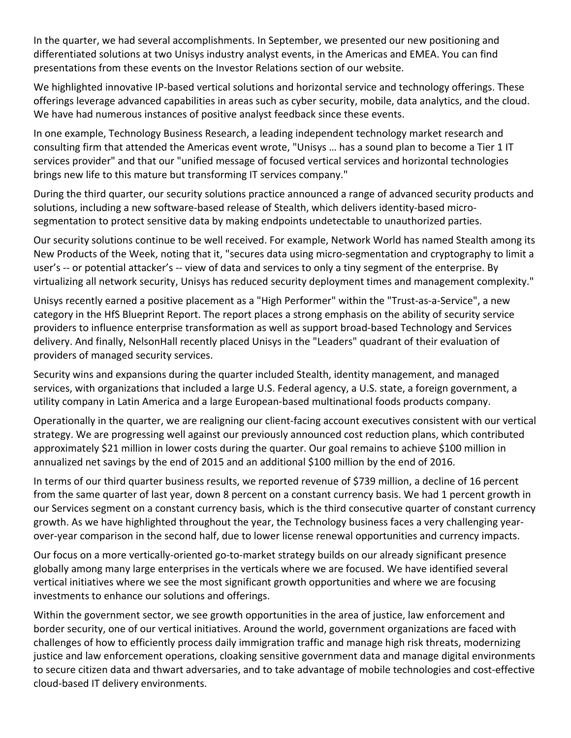In the quarter, we had several accomplishments. In September, we presented our new positioning and differentiated solutions at two Unisys industry analyst events, in the Americas and EMEA. You can find presentations from these events on the Investor Relations section of our website.

We highlighted innovative IP-based vertical solutions and horizontal service and technology offerings. These offerings leverage advanced capabilities in areas such as cyber security, mobile, data analytics, and the cloud. We have had numerous instances of positive analyst feedback since these events.

In one example, Technology Business Research, a leading independent technology market research and consulting firm that attended the Americas event wrote, "Unisys … has a sound plan to become a Tier 1 IT services provider" and that our "unified message of focused vertical services and horizontal technologies brings new life to this mature but transforming IT services company."

During the third quarter, our security solutions practice announced a range of advanced security products and solutions, including a new software-based release of Stealth, which delivers identity-based micro-segmentation to protect sensitive data by making endpoints undetectable to unauthorized parties.

Our security solutions continue to be well received. For example, Network World has named Stealth among its New Products of the Week, noting that it, "secures data using micro-segmentation and cryptography to limit a user's -- or potential attacker's -- view of data and services to only a tiny segment of the enterprise. By virtualizing all network security, Unisys has reduced security deployment times and management complexity."

Unisys recently earned a positive placement as a "High Performer" within the "Trust-as-a-Service", a new category in the HfS Blueprint Report. The report places a strong emphasis on the ability of security service providers to influence enterprise transformation as well as support broad-based Technology and Services delivery. And finally, NelsonHall recently placed Unisys in the "Leaders" quadrant of their evaluation of providers of managed security services.

Security wins and expansions during the quarter included Stealth, identity management, and managed services, with organizations that included a large U.S. Federal agency, a U.S. state, a foreign government, a utility company in Latin America and a large European-based multinational foods products company.

Operationally in the quarter, we are realigning our client-facing account executives consistent with our vertical strategy. We are progressing well against our previously announced cost reduction plans, which contributed approximately $21 million in lower costs during the quarter. Our goal remains to achieve $100 million in annualized net savings by the end of 2015 and an additional $100 million by the end of 2016.

In terms of our third quarter business results, we reported revenue of $739 million, a decline of 16 percent from the same quarter of last year, down 8 percent on a constant currency basis. We had 1 percent growth in our Services segment on a constant currency basis, which is the third consecutive quarter of constant currency growth. As we have highlighted throughout the year, the Technology business faces a very challenging year-over-year comparison in the second half, due to lower license renewal opportunities and currency impacts.

Our focus on a more vertically-oriented go-to-market strategy builds on our already significant presence globally among many large enterprises in the verticals where we are focused. We have identified several vertical initiatives where we see the most significant growth opportunities and where we are focusing investments to enhance our solutions and offerings.

Within the government sector, we see growth opportunities in the area of justice, law enforcement and border security, one of our vertical initiatives. Around the world, government organizations are faced with challenges of how to efficiently process daily immigration traffic and manage high risk threats, modernizing justice and law enforcement operations, cloaking sensitive government data and manage digital environments to secure citizen data and thwart adversaries, and to take advantage of mobile technologies and cost-effective cloud-based IT delivery environments.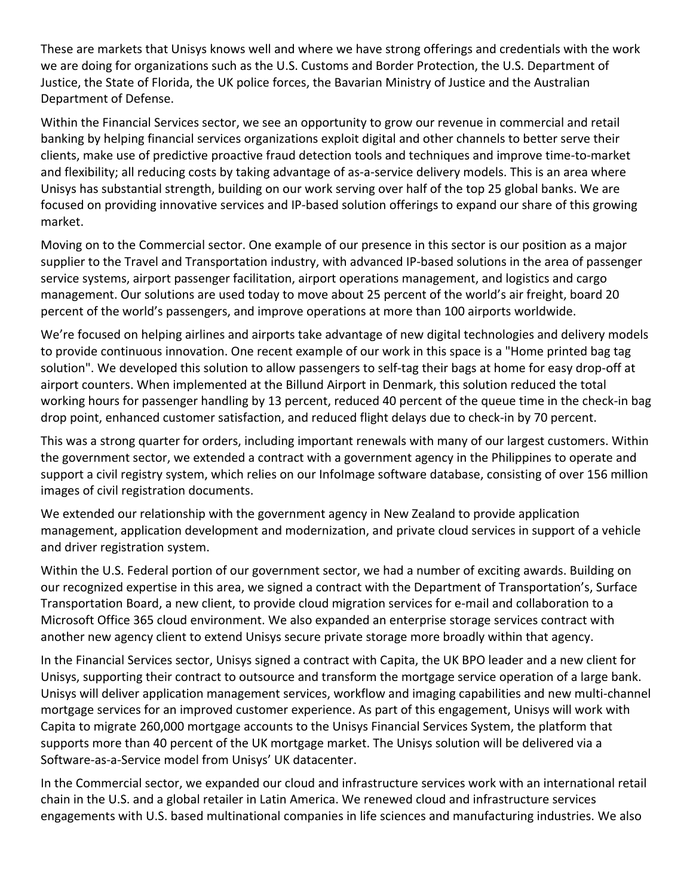These are markets that Unisys knows well and where we have strong offerings and credentials with the work we are doing for organizations such as the U.S. Customs and Border Protection, the U.S. Department of Justice, the State of Florida, the UK police forces, the Bavarian Ministry of Justice and the Australian Department of Defense.

Within the Financial Services sector, we see an opportunity to grow our revenue in commercial and retail banking by helping financial services organizations exploit digital and other channels to better serve their clients, make use of predictive proactive fraud detection tools and techniques and improve time-to-market and flexibility; all reducing costs by taking advantage of as-a-service delivery models. This is an area where Unisys has substantial strength, building on our work serving over half of the top 25 global banks. We are focused on providing innovative services and IP-based solution offerings to expand our share of this growing market.

Moving on to the Commercial sector. One example of our presence in this sector is our position as a major supplier to the Travel and Transportation industry, with advanced IP-based solutions in the area of passenger service systems, airport passenger facilitation, airport operations management, and logistics and cargo management. Our solutions are used today to move about 25 percent of the world's air freight, board 20 percent of the world's passengers, and improve operations at more than 100 airports worldwide.

We're focused on helping airlines and airports take advantage of new digital technologies and delivery models to provide continuous innovation. One recent example of our work in this space is a "Home printed bag tag solution". We developed this solution to allow passengers to self-tag their bags at home for easy drop-off at airport counters. When implemented at the Billund Airport in Denmark, this solution reduced the total working hours for passenger handling by 13 percent, reduced 40 percent of the queue time in the check-in bag drop point, enhanced customer satisfaction, and reduced flight delays due to check-in by 70 percent.

This was a strong quarter for orders, including important renewals with many of our largest customers. Within the government sector, we extended a contract with a government agency in the Philippines to operate and support a civil registry system, which relies on our InfoImage software database, consisting of over 156 million images of civil registration documents.

We extended our relationship with the government agency in New Zealand to provide application management, application development and modernization, and private cloud services in support of a vehicle and driver registration system.

Within the U.S. Federal portion of our government sector, we had a number of exciting awards. Building on our recognized expertise in this area, we signed a contract with the Department of Transportation's, Surface Transportation Board, a new client, to provide cloud migration services for e-mail and collaboration to a Microsoft Office 365 cloud environment. We also expanded an enterprise storage services contract with another new agency client to extend Unisys secure private storage more broadly within that agency.

In the Financial Services sector, Unisys signed a contract with Capita, the UK BPO leader and a new client for Unisys, supporting their contract to outsource and transform the mortgage service operation of a large bank. Unisys will deliver application management services, workflow and imaging capabilities and new multi-channel mortgage services for an improved customer experience. As part of this engagement, Unisys will work with Capita to migrate 260,000 mortgage accounts to the Unisys Financial Services System, the platform that supports more than 40 percent of the UK mortgage market. The Unisys solution will be delivered via a Software-as-a-Service model from Unisys' UK datacenter.

In the Commercial sector, we expanded our cloud and infrastructure services work with an international retail chain in the U.S. and a global retailer in Latin America. We renewed cloud and infrastructure services engagements with U.S. based multinational companies in life sciences and manufacturing industries. We also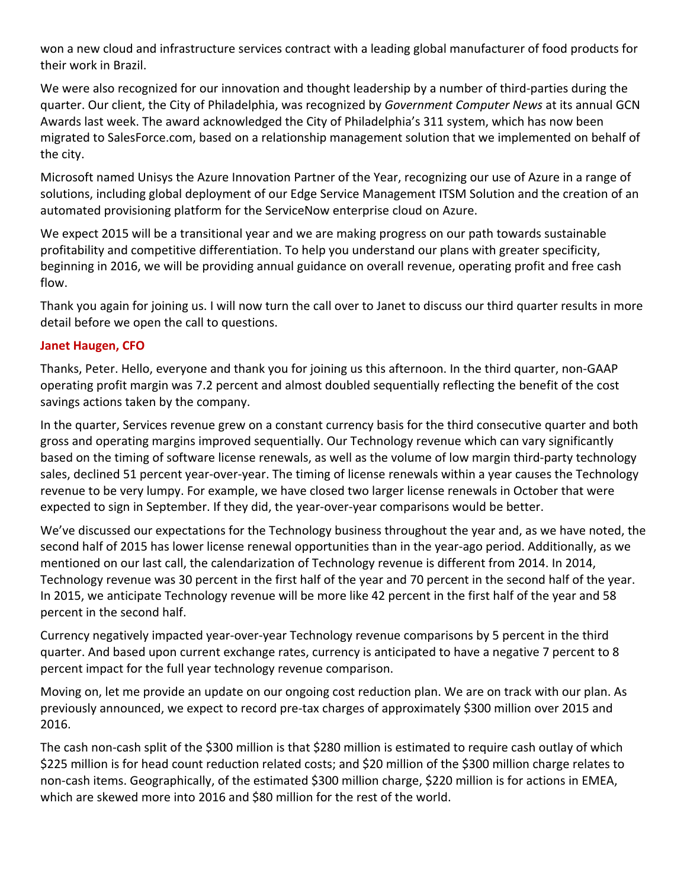won a new cloud and infrastructure services contract with a leading global manufacturer of food products for their work in Brazil.

We were also recognized for our innovation and thought leadership by a number of third-parties during the quarter. Our client, the City of Philadelphia, was recognized by *Government Computer News* at its annual GCN Awards last week. The award acknowledged the City of Philadelphia's 311 system, which has now been migrated to SalesForce.com, based on a relationship management solution that we implemented on behalf of the city.

Microsoft named Unisys the Azure Innovation Partner of the Year, recognizing our use of Azure in a range of solutions, including global deployment of our Edge Service Management ITSM Solution and the creation of an automated provisioning platform for the ServiceNow enterprise cloud on Azure.

We expect 2015 will be a transitional year and we are making progress on our path towards sustainable profitability and competitive differentiation. To help you understand our plans with greater specificity, beginning in 2016, we will be providing annual guidance on overall revenue, operating profit and free cash flow.

Thank you again for joining us. I will now turn the call over to Janet to discuss our third quarter results in more detail before we open the call to questions.

**Janet Haugen, CFO**

Thanks, Peter. Hello, everyone and thank you for joining us this afternoon. In the third quarter, non-GAAP operating profit margin was 7.2 percent and almost doubled sequentially reflecting the benefit of the cost savings actions taken by the company.

In the quarter, Services revenue grew on a constant currency basis for the third consecutive quarter and both gross and operating margins improved sequentially. Our Technology revenue which can vary significantly based on the timing of software license renewals, as well as the volume of low margin third-party technology sales, declined 51 percent year-over-year. The timing of license renewals within a year causes the Technology revenue to be very lumpy. For example, we have closed two larger license renewals in October that were expected to sign in September. If they did, the year-over-year comparisons would be better.

We've discussed our expectations for the Technology business throughout the year and, as we have noted, the second half of 2015 has lower license renewal opportunities than in the year-ago period. Additionally, as we mentioned on our last call, the calendarization of Technology revenue is different from 2014. In 2014, Technology revenue was 30 percent in the first half of the year and 70 percent in the second half of the year. In 2015, we anticipate Technology revenue will be more like 42 percent in the first half of the year and 58 percent in the second half.

Currency negatively impacted year-over-year Technology revenue comparisons by 5 percent in the third quarter. And based upon current exchange rates, currency is anticipated to have a negative 7 percent to 8 percent impact for the full year technology revenue comparison.

Moving on, let me provide an update on our ongoing cost reduction plan. We are on track with our plan. As previously announced, we expect to record pre-tax charges of approximately $300 million over 2015 and 2016.

The cash non-cash split of the $300 million is that $280 million is estimated to require cash outlay of which $225 million is for head count reduction related costs; and $20 million of the $300 million charge relates to non-cash items. Geographically, of the estimated $300 million charge, $220 million is for actions in EMEA, which are skewed more into 2016 and $80 million for the rest of the world.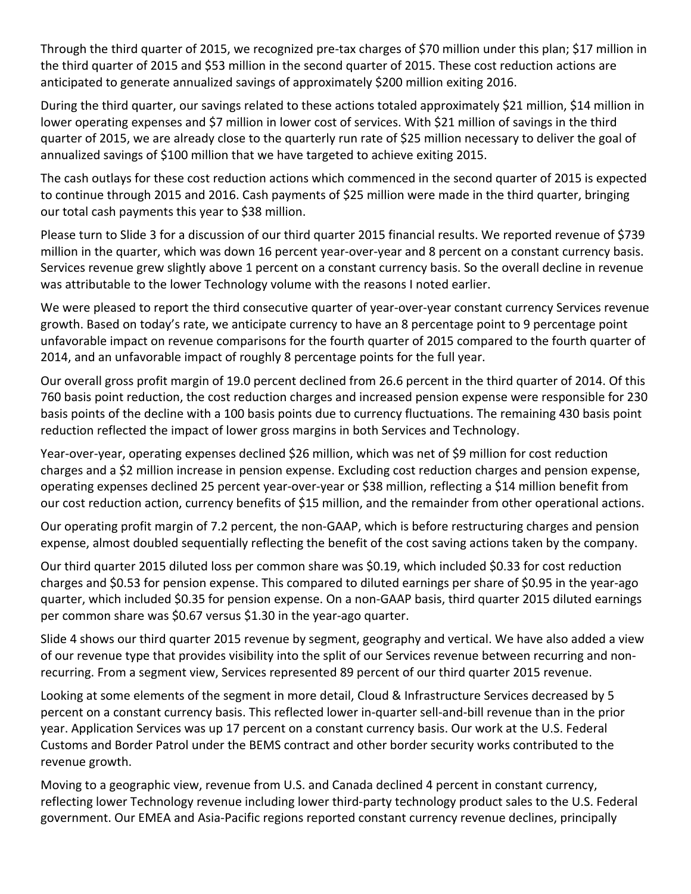Through the third quarter of 2015, we recognized pre-tax charges of $70 million under this plan; $17 million in the third quarter of 2015 and $53 million in the second quarter of 2015. These cost reduction actions are anticipated to generate annualized savings of approximately $200 million exiting 2016.

During the third quarter, our savings related to these actions totaled approximately $21 million, $14 million in lower operating expenses and $7 million in lower cost of services. With $21 million of savings in the third quarter of 2015, we are already close to the quarterly run rate of $25 million necessary to deliver the goal of annualized savings of $100 million that we have targeted to achieve exiting 2015.

The cash outlays for these cost reduction actions which commenced in the second quarter of 2015 is expected to continue through 2015 and 2016. Cash payments of $25 million were made in the third quarter, bringing our total cash payments this year to $38 million.

Please turn to Slide 3 for a discussion of our third quarter 2015 financial results. We reported revenue of $739 million in the quarter, which was down 16 percent year-over-year and 8 percent on a constant currency basis. Services revenue grew slightly above 1 percent on a constant currency basis. So the overall decline in revenue was attributable to the lower Technology volume with the reasons I noted earlier.

We were pleased to report the third consecutive quarter of year-over-year constant currency Services revenue growth. Based on today's rate, we anticipate currency to have an 8 percentage point to 9 percentage point unfavorable impact on revenue comparisons for the fourth quarter of 2015 compared to the fourth quarter of 2014, and an unfavorable impact of roughly 8 percentage points for the full year.

Our overall gross profit margin of 19.0 percent declined from 26.6 percent in the third quarter of 2014. Of this 760 basis point reduction, the cost reduction charges and increased pension expense were responsible for 230 basis points of the decline with a 100 basis points due to currency fluctuations. The remaining 430 basis point reduction reflected the impact of lower gross margins in both Services and Technology.

Year-over-year, operating expenses declined $26 million, which was net of $9 million for cost reduction charges and a $2 million increase in pension expense. Excluding cost reduction charges and pension expense, operating expenses declined 25 percent year-over-year or $38 million, reflecting a $14 million benefit from our cost reduction action, currency benefits of $15 million, and the remainder from other operational actions.

Our operating profit margin of 7.2 percent, the non-GAAP, which is before restructuring charges and pension expense, almost doubled sequentially reflecting the benefit of the cost saving actions taken by the company.

Our third quarter 2015 diluted loss per common share was $0.19, which included $0.33 for cost reduction charges and $0.53 for pension expense. This compared to diluted earnings per share of $0.95 in the year-ago quarter, which included $0.35 for pension expense. On a non-GAAP basis, third quarter 2015 diluted earnings per common share was $0.67 versus $1.30 in the year-ago quarter.

Slide 4 shows our third quarter 2015 revenue by segment, geography and vertical. We have also added a view of our revenue type that provides visibility into the split of our Services revenue between recurring and non-recurring. From a segment view, Services represented 89 percent of our third quarter 2015 revenue.

Looking at some elements of the segment in more detail, Cloud & Infrastructure Services decreased by 5 percent on a constant currency basis. This reflected lower in-quarter sell-and-bill revenue than in the prior year. Application Services was up 17 percent on a constant currency basis. Our work at the U.S. Federal Customs and Border Patrol under the BEMS contract and other border security works contributed to the revenue growth.

Moving to a geographic view, revenue from U.S. and Canada declined 4 percent in constant currency, reflecting lower Technology revenue including lower third-party technology product sales to the U.S. Federal government. Our EMEA and Asia-Pacific regions reported constant currency revenue declines, principally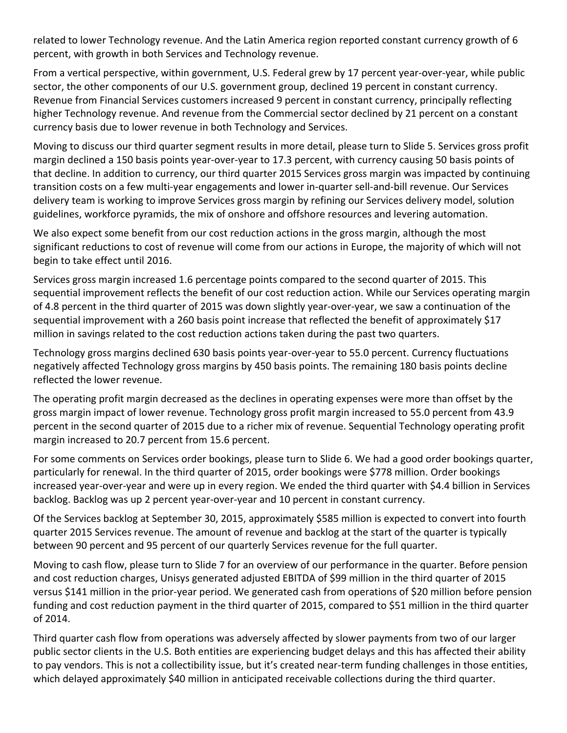related to lower Technology revenue. And the Latin America region reported constant currency growth of 6 percent, with growth in both Services and Technology revenue.

From a vertical perspective, within government, U.S. Federal grew by 17 percent year-over-year, while public sector, the other components of our U.S. government group, declined 19 percent in constant currency. Revenue from Financial Services customers increased 9 percent in constant currency, principally reflecting higher Technology revenue. And revenue from the Commercial sector declined by 21 percent on a constant currency basis due to lower revenue in both Technology and Services.

Moving to discuss our third quarter segment results in more detail, please turn to Slide 5. Services gross profit margin declined a 150 basis points year-over-year to 17.3 percent, with currency causing 50 basis points of that decline. In addition to currency, our third quarter 2015 Services gross margin was impacted by continuing transition costs on a few multi-year engagements and lower in-quarter sell-and-bill revenue. Our Services delivery team is working to improve Services gross margin by refining our Services delivery model, solution guidelines, workforce pyramids, the mix of onshore and offshore resources and levering automation.

We also expect some benefit from our cost reduction actions in the gross margin, although the most significant reductions to cost of revenue will come from our actions in Europe, the majority of which will not begin to take effect until 2016.

Services gross margin increased 1.6 percentage points compared to the second quarter of 2015. This sequential improvement reflects the benefit of our cost reduction action. While our Services operating margin of 4.8 percent in the third quarter of 2015 was down slightly year-over-year, we saw a continuation of the sequential improvement with a 260 basis point increase that reflected the benefit of approximately $17 million in savings related to the cost reduction actions taken during the past two quarters.

Technology gross margins declined 630 basis points year-over-year to 55.0 percent. Currency fluctuations negatively affected Technology gross margins by 450 basis points. The remaining 180 basis points decline reflected the lower revenue.

The operating profit margin decreased as the declines in operating expenses were more than offset by the gross margin impact of lower revenue. Technology gross profit margin increased to 55.0 percent from 43.9 percent in the second quarter of 2015 due to a richer mix of revenue. Sequential Technology operating profit margin increased to 20.7 percent from 15.6 percent.

For some comments on Services order bookings, please turn to Slide 6. We had a good order bookings quarter, particularly for renewal. In the third quarter of 2015, order bookings were $778 million. Order bookings increased year-over-year and were up in every region. We ended the third quarter with $4.4 billion in Services backlog. Backlog was up 2 percent year-over-year and 10 percent in constant currency.

Of the Services backlog at September 30, 2015, approximately $585 million is expected to convert into fourth quarter 2015 Services revenue. The amount of revenue and backlog at the start of the quarter is typically between 90 percent and 95 percent of our quarterly Services revenue for the full quarter.

Moving to cash flow, please turn to Slide 7 for an overview of our performance in the quarter. Before pension and cost reduction charges, Unisys generated adjusted EBITDA of $99 million in the third quarter of 2015 versus $141 million in the prior-year period. We generated cash from operations of $20 million before pension funding and cost reduction payment in the third quarter of 2015, compared to $51 million in the third quarter of 2014.

Third quarter cash flow from operations was adversely affected by slower payments from two of our larger public sector clients in the U.S. Both entities are experiencing budget delays and this has affected their ability to pay vendors. This is not a collectibility issue, but it's created near-term funding challenges in those entities, which delayed approximately $40 million in anticipated receivable collections during the third quarter.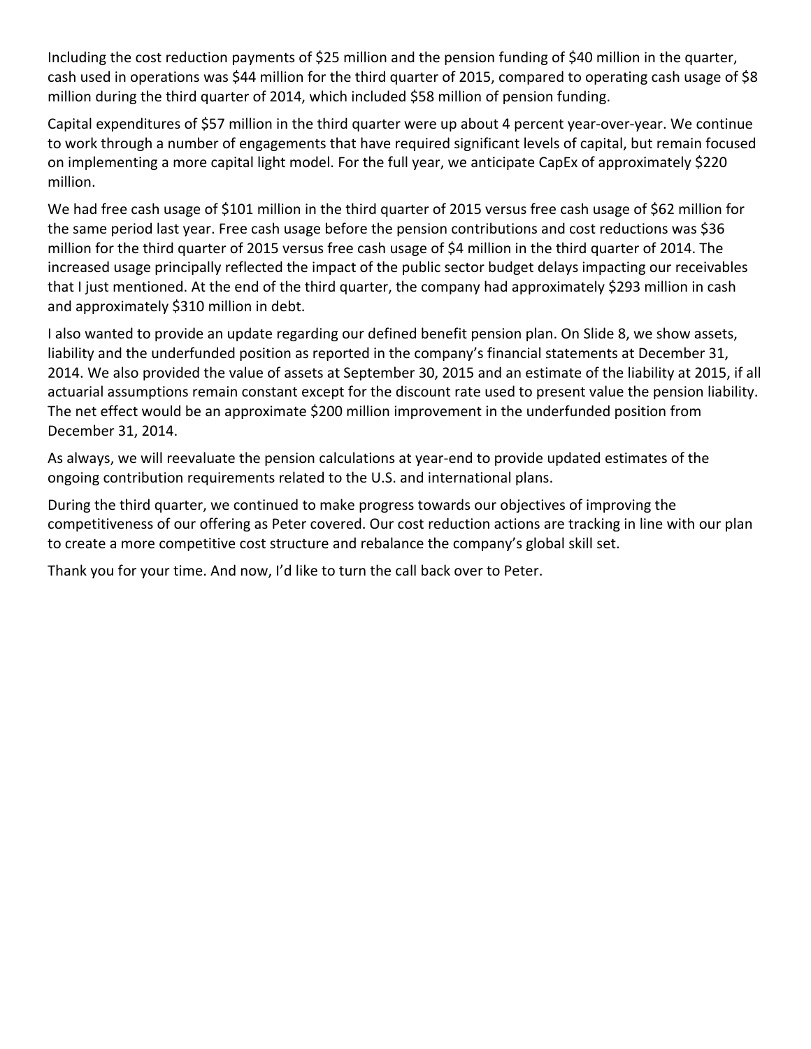Including the cost reduction payments of $25 million and the pension funding of $40 million in the quarter, cash used in operations was $44 million for the third quarter of 2015, compared to operating cash usage of $8 million during the third quarter of 2014, which included $58 million of pension funding.

Capital expenditures of $57 million in the third quarter were up about 4 percent year-over-year. We continue to work through a number of engagements that have required significant levels of capital, but remain focused on implementing a more capital light model. For the full year, we anticipate CapEx of approximately $220 million.

We had free cash usage of $101 million in the third quarter of 2015 versus free cash usage of $62 million for the same period last year. Free cash usage before the pension contributions and cost reductions was $36 million for the third quarter of 2015 versus free cash usage of $4 million in the third quarter of 2014. The increased usage principally reflected the impact of the public sector budget delays impacting our receivables that I just mentioned. At the end of the third quarter, the company had approximately $293 million in cash and approximately $310 million in debt.

I also wanted to provide an update regarding our defined benefit pension plan. On Slide 8, we show assets, liability and the underfunded position as reported in the company's financial statements at December 31, 2014. We also provided the value of assets at September 30, 2015 and an estimate of the liability at 2015, if all actuarial assumptions remain constant except for the discount rate used to present value the pension liability. The net effect would be an approximate $200 million improvement in the underfunded position from December 31, 2014.

As always, we will reevaluate the pension calculations at year-end to provide updated estimates of the ongoing contribution requirements related to the U.S. and international plans.

During the third quarter, we continued to make progress towards our objectives of improving the competitiveness of our offering as Peter covered. Our cost reduction actions are tracking in line with our plan to create a more competitive cost structure and rebalance the company's global skill set.

Thank you for your time. And now, I'd like to turn the call back over to Peter.